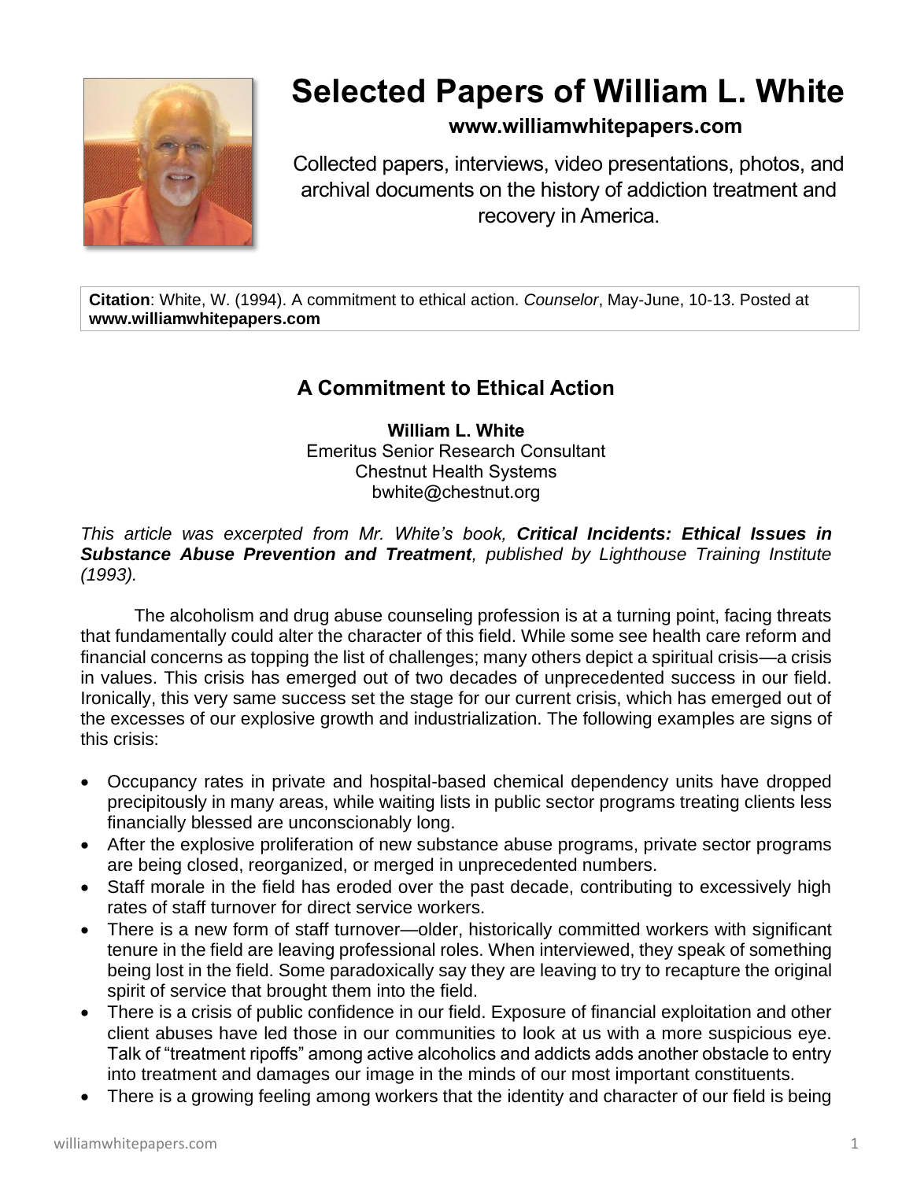# Selected Papers of William L. White

**www.williamwhitepapers.com**

Collected papers, interviews, video presentations, photos, and archival documents on the history of addiction treatment and recovery in America.

**Citation**: White, W. (1994). A commitment to ethical action. *Counselor*, May-June, 10-13. Posted at **www.williamwhitepapers.com**

## A Commitment to Ethical Action

**William L. White**
Emeritus Senior Research Consultant
Chestnut Health Systems
bwhite@chestnut.org

*This article was excerpted from Mr. White's book, **Critical Incidents: Ethical Issues in Substance Abuse Prevention and Treatment**, published by Lighthouse Training Institute (1993).*

The alcoholism and drug abuse counseling profession is at a turning point, facing threats that fundamentally could alter the character of this field. While some see health care reform and financial concerns as topping the list of challenges; many others depict a spiritual crisis—a crisis in values. This crisis has emerged out of two decades of unprecedented success in our field. Ironically, this very same success set the stage for our current crisis, which has emerged out of the excesses of our explosive growth and industrialization. The following examples are signs of this crisis:

- Occupancy rates in private and hospital-based chemical dependency units have dropped precipitously in many areas, while waiting lists in public sector programs treating clients less financially blessed are unconscionably long.
- After the explosive proliferation of new substance abuse programs, private sector programs are being closed, reorganized, or merged in unprecedented numbers.
- Staff morale in the field has eroded over the past decade, contributing to excessively high rates of staff turnover for direct service workers.
- There is a new form of staff turnover—older, historically committed workers with significant tenure in the field are leaving professional roles. When interviewed, they speak of something being lost in the field. Some paradoxically say they are leaving to try to recapture the original spirit of service that brought them into the field.
- There is a crisis of public confidence in our field. Exposure of financial exploitation and other client abuses have led those in our communities to look at us with a more suspicious eye. Talk of "treatment ripoffs" among active alcoholics and addicts adds another obstacle to entry into treatment and damages our image in the minds of our most important constituents.
- There is a growing feeling among workers that the identity and character of our field is being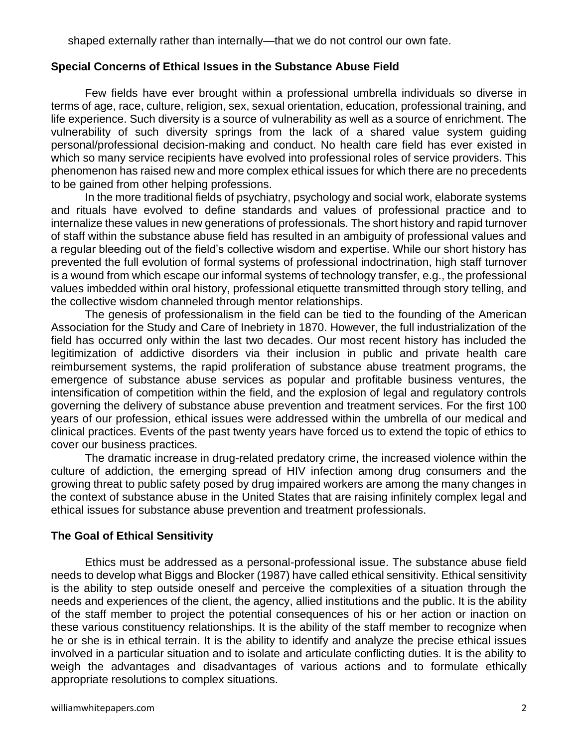shaped externally rather than internally—that we do not control our own fate.

**Special Concerns of Ethical Issues in the Substance Abuse Field**

Few fields have ever brought within a professional umbrella individuals so diverse in terms of age, race, culture, religion, sex, sexual orientation, education, professional training, and life experience. Such diversity is a source of vulnerability as well as a source of enrichment. The vulnerability of such diversity springs from the lack of a shared value system guiding personal/professional decision-making and conduct. No health care field has ever existed in which so many service recipients have evolved into professional roles of service providers. This phenomenon has raised new and more complex ethical issues for which there are no precedents to be gained from other helping professions.

In the more traditional fields of psychiatry, psychology and social work, elaborate systems and rituals have evolved to define standards and values of professional practice and to internalize these values in new generations of professionals. The short history and rapid turnover of staff within the substance abuse field has resulted in an ambiguity of professional values and a regular bleeding out of the field's collective wisdom and expertise. While our short history has prevented the full evolution of formal systems of professional indoctrination, high staff turnover is a wound from which escape our informal systems of technology transfer, e.g., the professional values imbedded within oral history, professional etiquette transmitted through story telling, and the collective wisdom channeled through mentor relationships.

The genesis of professionalism in the field can be tied to the founding of the American Association for the Study and Care of Inebriety in 1870. However, the full industrialization of the field has occurred only within the last two decades. Our most recent history has included the legitimization of addictive disorders via their inclusion in public and private health care reimbursement systems, the rapid proliferation of substance abuse treatment programs, the emergence of substance abuse services as popular and profitable business ventures, the intensification of competition within the field, and the explosion of legal and regulatory controls governing the delivery of substance abuse prevention and treatment services. For the first 100 years of our profession, ethical issues were addressed within the umbrella of our medical and clinical practices. Events of the past twenty years have forced us to extend the topic of ethics to cover our business practices.

The dramatic increase in drug-related predatory crime, the increased violence within the culture of addiction, the emerging spread of HIV infection among drug consumers and the growing threat to public safety posed by drug impaired workers are among the many changes in the context of substance abuse in the United States that are raising infinitely complex legal and ethical issues for substance abuse prevention and treatment professionals.

**The Goal of Ethical Sensitivity**

Ethics must be addressed as a personal-professional issue. The substance abuse field needs to develop what Biggs and Blocker (1987) have called ethical sensitivity. Ethical sensitivity is the ability to step outside oneself and perceive the complexities of a situation through the needs and experiences of the client, the agency, allied institutions and the public. It is the ability of the staff member to project the potential consequences of his or her action or inaction on these various constituency relationships. It is the ability of the staff member to recognize when he or she is in ethical terrain. It is the ability to identify and analyze the precise ethical issues involved in a particular situation and to isolate and articulate conflicting duties. It is the ability to weigh the advantages and disadvantages of various actions and to formulate ethically appropriate resolutions to complex situations.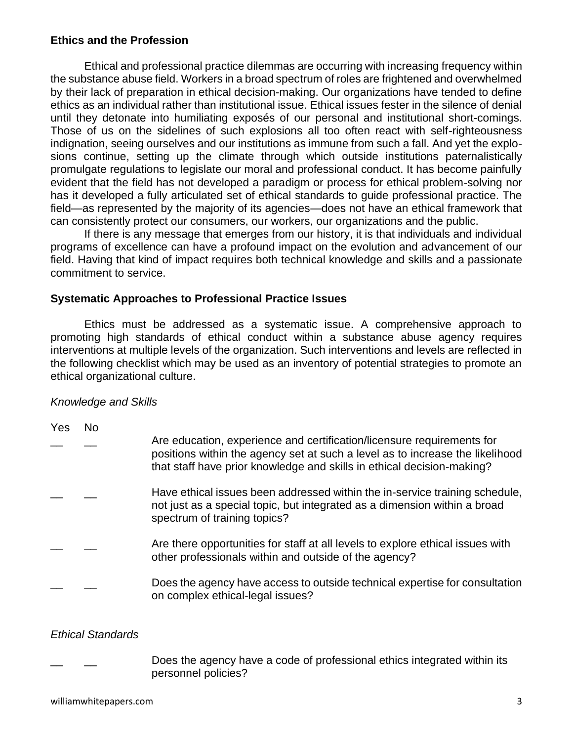**Ethics and the Profession**

Ethical and professional practice dilemmas are occurring with increasing frequency within the substance abuse field. Workers in a broad spectrum of roles are frightened and overwhelmed by their lack of preparation in ethical decision-making. Our organizations have tended to define ethics as an individual rather than institutional issue. Ethical issues fester in the silence of denial until they detonate into humiliating exposés of our personal and institutional short-comings. Those of us on the sidelines of such explosions all too often react with self-righteousness indignation, seeing ourselves and our institutions as immune from such a fall. And yet the explosions continue, setting up the climate through which outside institutions paternalistically promulgate regulations to legislate our moral and professional conduct. It has become painfully evident that the field has not developed a paradigm or process for ethical problem-solving nor has it developed a fully articulated set of ethical standards to guide professional practice. The field—as represented by the majority of its agencies—does not have an ethical framework that can consistently protect our consumers, our workers, our organizations and the public.

If there is any message that emerges from our history, it is that individuals and individual programs of excellence can have a profound impact on the evolution and advancement of our field. Having that kind of impact requires both technical knowledge and skills and a passionate commitment to service.

**Systematic Approaches to Professional Practice Issues**

Ethics must be addressed as a systematic issue. A comprehensive approach to promoting high standards of ethical conduct within a substance abuse agency requires interventions at multiple levels of the organization. Such interventions and levels are reflected in the following checklist which may be used as an inventory of potential strategies to promote an ethical organizational culture.

*Knowledge and Skills*

| Yes | No | |
|---|---|---|
| __ | __ | Are education, experience and certification/licensure requirements for positions within the agency set at such a level as to increase the likelihood that staff have prior knowledge and skills in ethical decision-making? |
| __ | __ | Have ethical issues been addressed within the in-service training schedule, not just as a special topic, but integrated as a dimension within a broad spectrum of training topics? |
| __ | __ | Are there opportunities for staff at all levels to explore ethical issues with other professionals within and outside of the agency? |
| __ | __ | Does the agency have access to outside technical expertise for consultation on complex ethical-legal issues? |

*Ethical Standards*

| Yes | No | |
|---|---|---|
| __ | __ | Does the agency have a code of professional ethics integrated within its personnel policies? |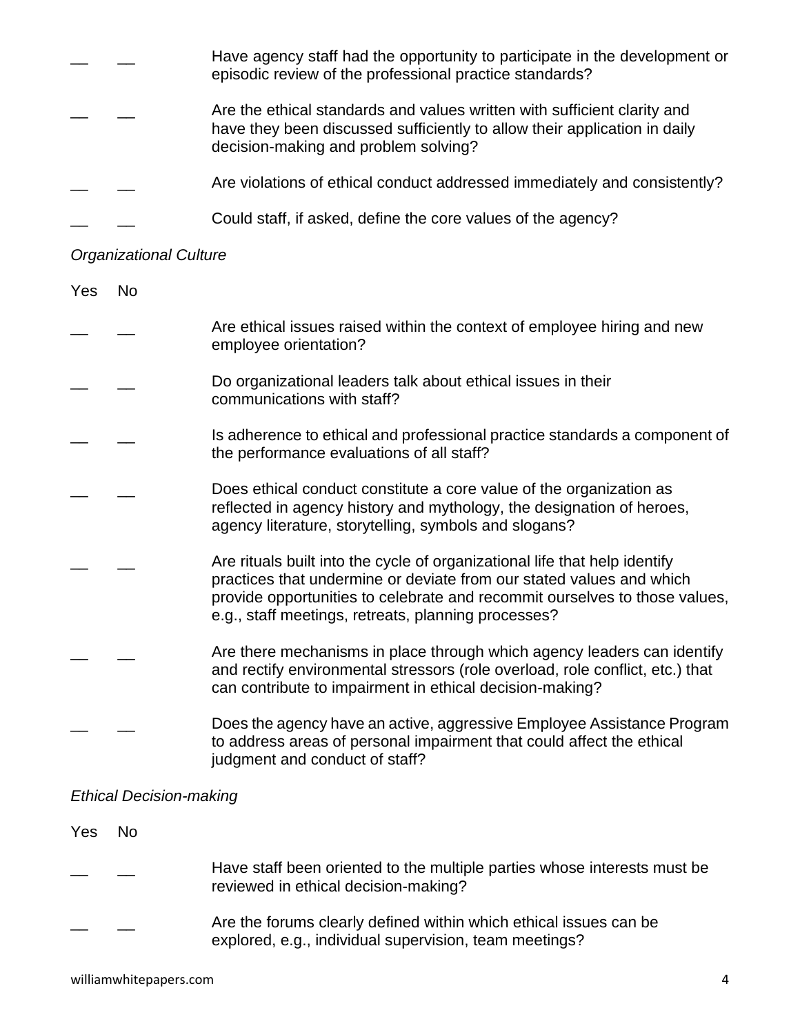__ __ Have agency staff had the opportunity to participate in the development or episodic review of the professional practice standards?

__ __ Are the ethical standards and values written with sufficient clarity and have they been discussed sufficiently to allow their application in daily decision-making and problem solving?

__ __ Are violations of ethical conduct addressed immediately and consistently?

__ __ Could staff, if asked, define the core values of the agency?

*Organizational Culture*

Yes No

__ __ Are ethical issues raised within the context of employee hiring and new employee orientation?

__ __ Do organizational leaders talk about ethical issues in their communications with staff?

__ __ Is adherence to ethical and professional practice standards a component of the performance evaluations of all staff?

__ __ Does ethical conduct constitute a core value of the organization as reflected in agency history and mythology, the designation of heroes, agency literature, storytelling, symbols and slogans?

__ __ Are rituals built into the cycle of organizational life that help identify practices that undermine or deviate from our stated values and which provide opportunities to celebrate and recommit ourselves to those values, e.g., staff meetings, retreats, planning processes?

__ __ Are there mechanisms in place through which agency leaders can identify and rectify environmental stressors (role overload, role conflict, etc.) that can contribute to impairment in ethical decision-making?

__ __ Does the agency have an active, aggressive Employee Assistance Program to address areas of personal impairment that could affect the ethical judgment and conduct of staff?

*Ethical Decision-making*

Yes No

__ __ Have staff been oriented to the multiple parties whose interests must be reviewed in ethical decision-making?

__ __ Are the forums clearly defined within which ethical issues can be explored, e.g., individual supervision, team meetings?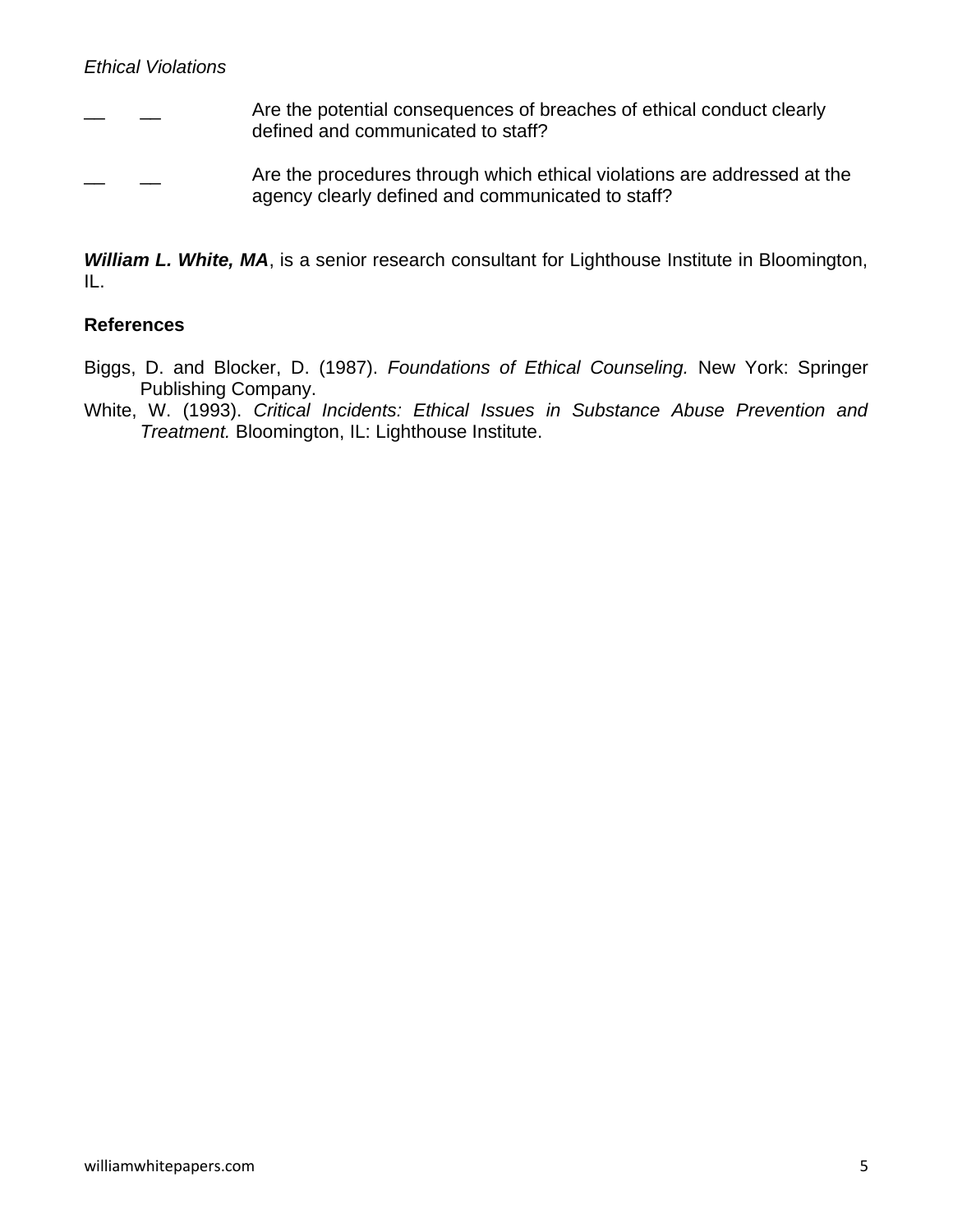*Ethical Violations*

__ __ Are the potential consequences of breaches of ethical conduct clearly defined and communicated to staff?

__ __ Are the procedures through which ethical violations are addressed at the agency clearly defined and communicated to staff?

***William L. White, MA***, is a senior research consultant for Lighthouse Institute in Bloomington, IL.

**References**

Biggs, D. and Blocker, D. (1987). *Foundations of Ethical Counseling.* New York: Springer Publishing Company.

White, W. (1993). *Critical Incidents: Ethical Issues in Substance Abuse Prevention and Treatment.* Bloomington, IL: Lighthouse Institute.